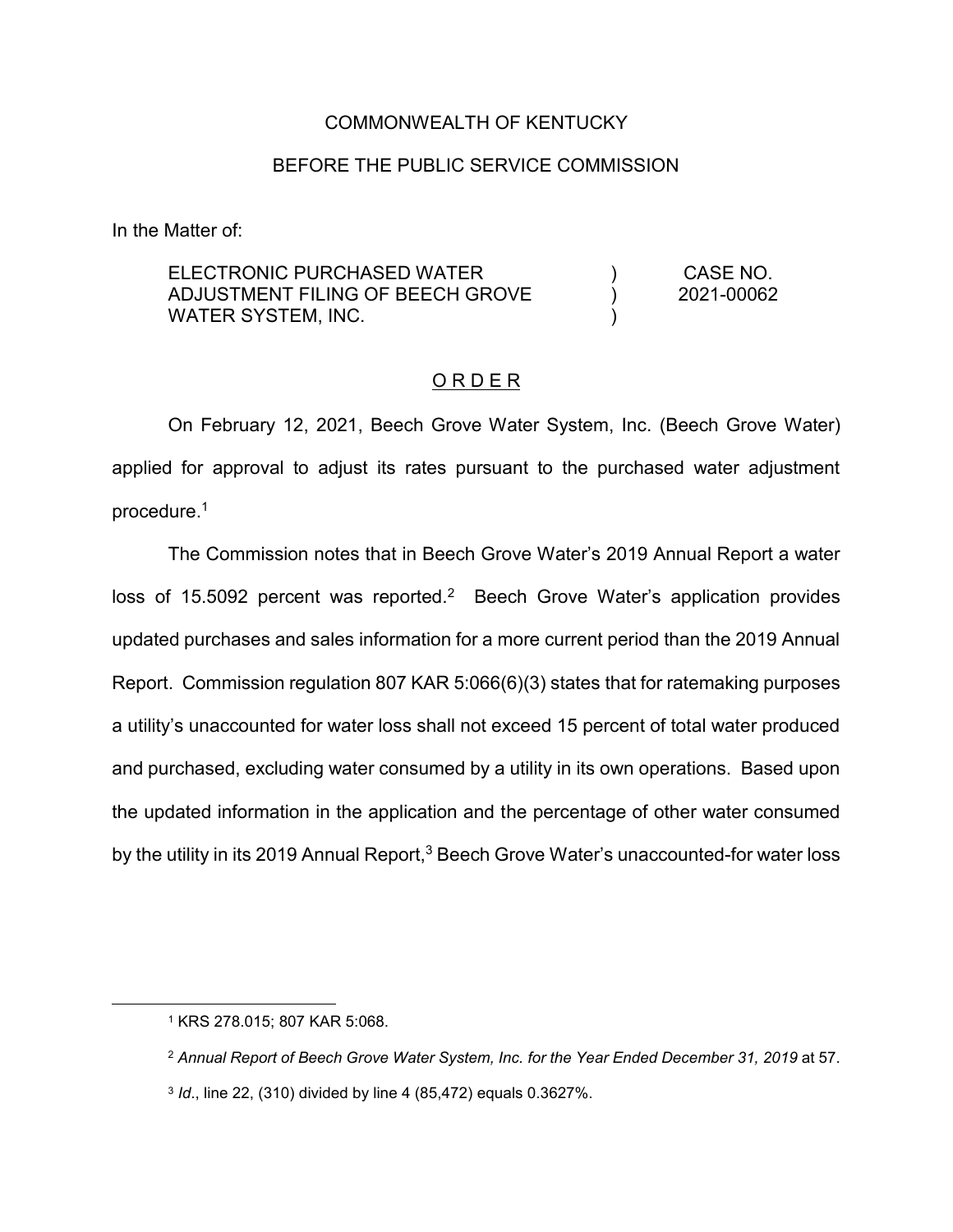COMMONWEALTH OF KENTUCKY

BEFORE THE PUBLIC SERVICE COMMISSION

In the Matter of:

| | | |
|---|---|---|
| ELECTRONIC PURCHASED WATER ADJUSTMENT FILING OF BEECH GROVE WATER SYSTEM, INC. | ) ) ) | CASE NO. 2021-00062 |

<u>O R D E R</u>

On February 12, 2021, Beech Grove Water System, Inc. (Beech Grove Water) applied for approval to adjust its rates pursuant to the purchased water adjustment procedure.[1]

The Commission notes that in Beech Grove Water's 2019 Annual Report a water loss of 15.5092 percent was reported.[2] Beech Grove Water's application provides updated purchases and sales information for a more current period than the 2019 Annual Report. Commission regulation 807 KAR 5:066(6)(3) states that for ratemaking purposes a utility's unaccounted for water loss shall not exceed 15 percent of total water produced and purchased, excluding water consumed by a utility in its own operations. Based upon the updated information in the application and the percentage of other water consumed by the utility in its 2019 Annual Report,[3] Beech Grove Water's unaccounted-for water loss

---

[1] KRS 278.015; 807 KAR 5:068.

[2] *Annual Report of Beech Grove Water System, Inc. for the Year Ended December 31, 2019* at 57.

[3] *Id*., line 22, (310) divided by line 4 (85,472) equals 0.3627%.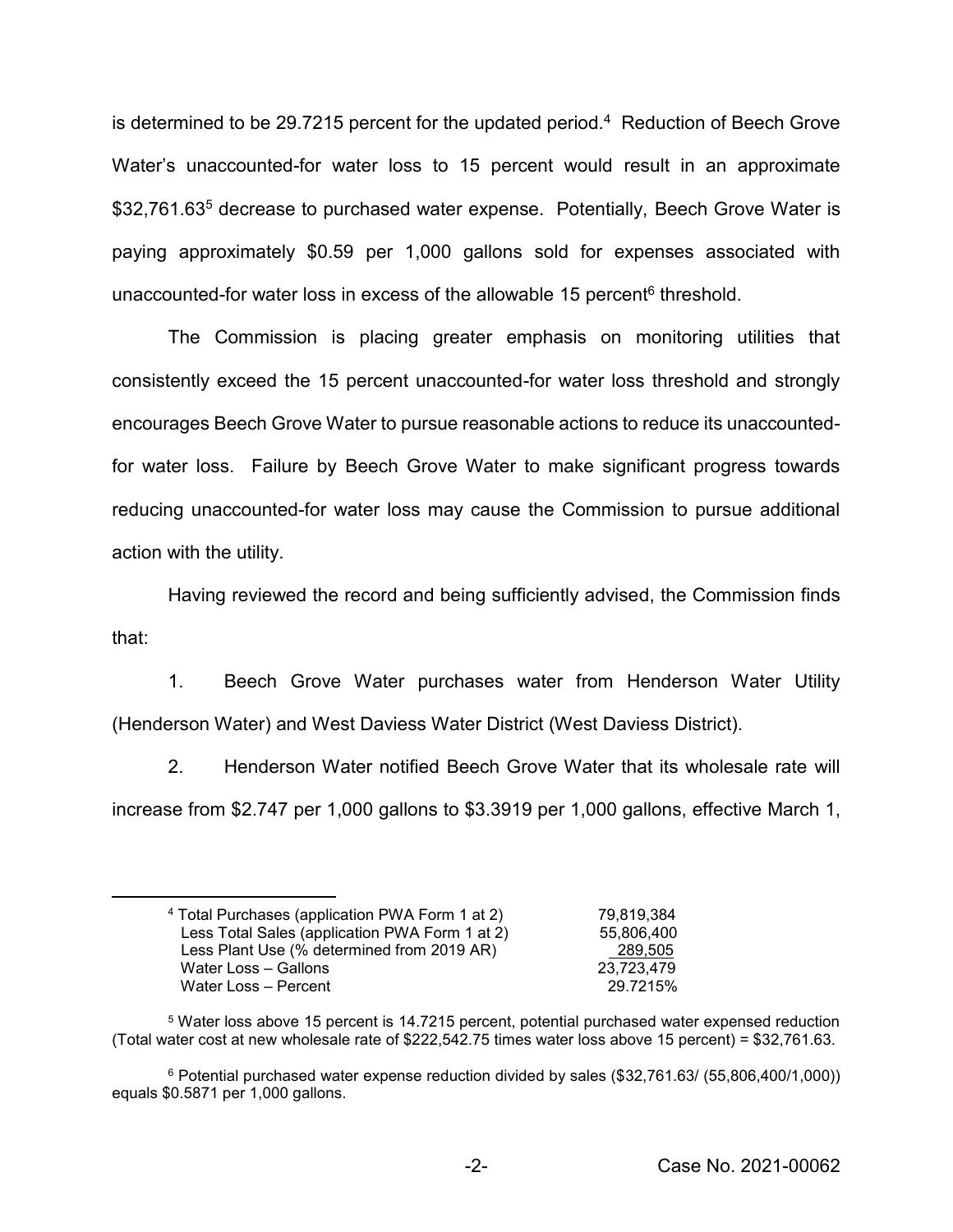is determined to be 29.7215 percent for the updated period.[4] Reduction of Beech Grove Water's unaccounted-for water loss to 15 percent would result in an approximate $32,761.63[5] decrease to purchased water expense. Potentially, Beech Grove Water is paying approximately $0.59 per 1,000 gallons sold for expenses associated with unaccounted-for water loss in excess of the allowable 15 percent[6] threshold.

The Commission is placing greater emphasis on monitoring utilities that consistently exceed the 15 percent unaccounted-for water loss threshold and strongly encourages Beech Grove Water to pursue reasonable actions to reduce its unaccounted-for water loss. Failure by Beech Grove Water to make significant progress towards reducing unaccounted-for water loss may cause the Commission to pursue additional action with the utility.

Having reviewed the record and being sufficiently advised, the Commission finds that:

1. Beech Grove Water purchases water from Henderson Water Utility (Henderson Water) and West Daviess Water District (West Daviess District).

2. Henderson Water notified Beech Grove Water that its wholesale rate will increase from $2.747 per 1,000 gallons to $3.3919 per 1,000 gallons, effective March 1,

---

[4]

| | |
|---|---|
| Total Purchases (application PWA Form 1 at 2) | 79,819,384 |
| Less Total Sales (application PWA Form 1 at 2) | 55,806,400 |
| Less Plant Use (% determined from 2019 AR) | 289,505 |
| Water Loss – Gallons | 23,723,479 |
| Water Loss – Percent | 29.7215% |

[5] Water loss above 15 percent is 14.7215 percent, potential purchased water expensed reduction (Total water cost at new wholesale rate of $222,542.75 times water loss above 15 percent) = $32,761.63.

[6] Potential purchased water expense reduction divided by sales ($32,761.63/ (55,806,400/1,000)) equals $0.5871 per 1,000 gallons.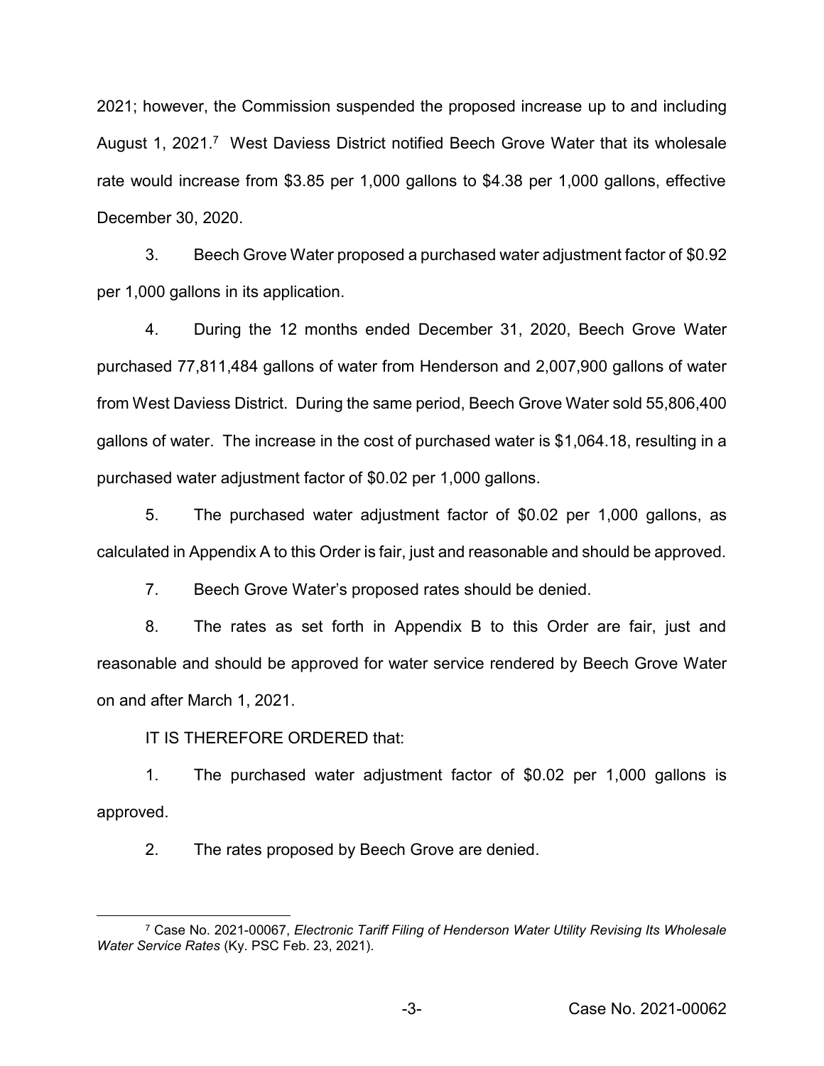2021; however, the Commission suspended the proposed increase up to and including August 1, 2021.[7] West Daviess District notified Beech Grove Water that its wholesale rate would increase from $3.85 per 1,000 gallons to $4.38 per 1,000 gallons, effective December 30, 2020.

3. Beech Grove Water proposed a purchased water adjustment factor of $0.92 per 1,000 gallons in its application.

4. During the 12 months ended December 31, 2020, Beech Grove Water purchased 77,811,484 gallons of water from Henderson and 2,007,900 gallons of water from West Daviess District. During the same period, Beech Grove Water sold 55,806,400 gallons of water. The increase in the cost of purchased water is $1,064.18, resulting in a purchased water adjustment factor of $0.02 per 1,000 gallons.

5. The purchased water adjustment factor of $0.02 per 1,000 gallons, as calculated in Appendix A to this Order is fair, just and reasonable and should be approved.

7. Beech Grove Water's proposed rates should be denied.

8. The rates as set forth in Appendix B to this Order are fair, just and reasonable and should be approved for water service rendered by Beech Grove Water on and after March 1, 2021.

IT IS THEREFORE ORDERED that:

1. The purchased water adjustment factor of $0.02 per 1,000 gallons is approved.

2. The rates proposed by Beech Grove are denied.

---

[7] Case No. 2021-00067, *Electronic Tariff Filing of Henderson Water Utility Revising Its Wholesale Water Service Rates* (Ky. PSC Feb. 23, 2021).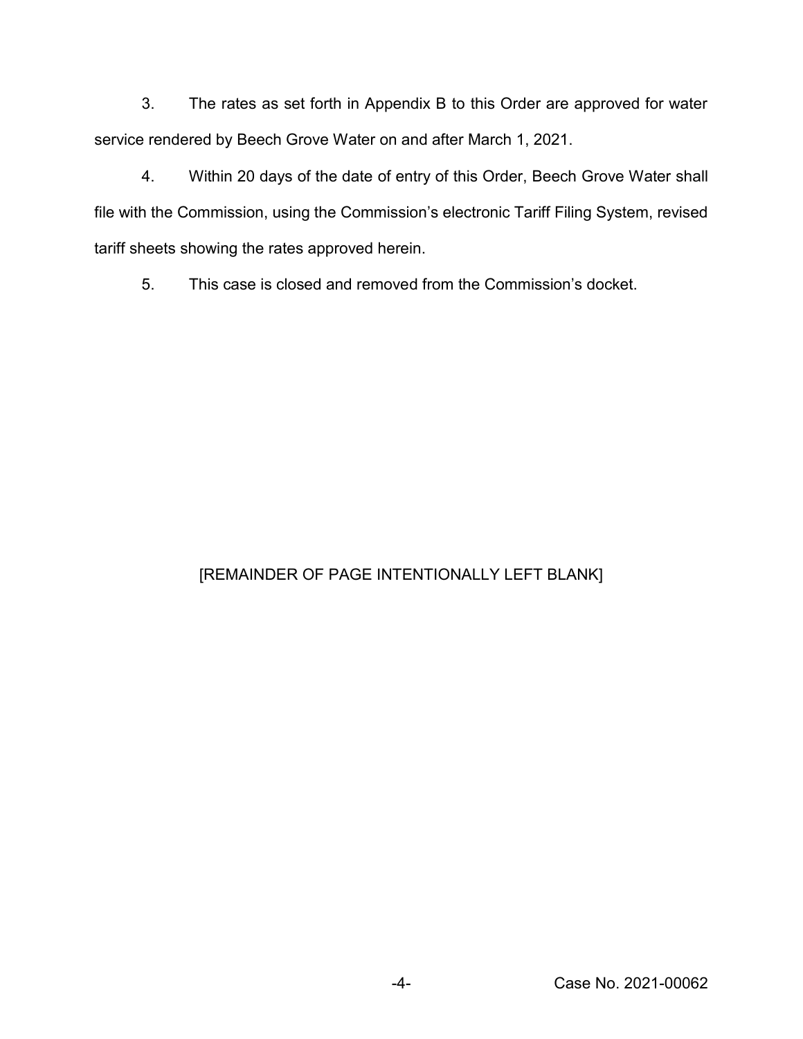3. The rates as set forth in Appendix B to this Order are approved for water service rendered by Beech Grove Water on and after March 1, 2021.

4. Within 20 days of the date of entry of this Order, Beech Grove Water shall file with the Commission, using the Commission's electronic Tariff Filing System, revised tariff sheets showing the rates approved herein.

5. This case is closed and removed from the Commission's docket.

[REMAINDER OF PAGE INTENTIONALLY LEFT BLANK]

Case No. 2021-00062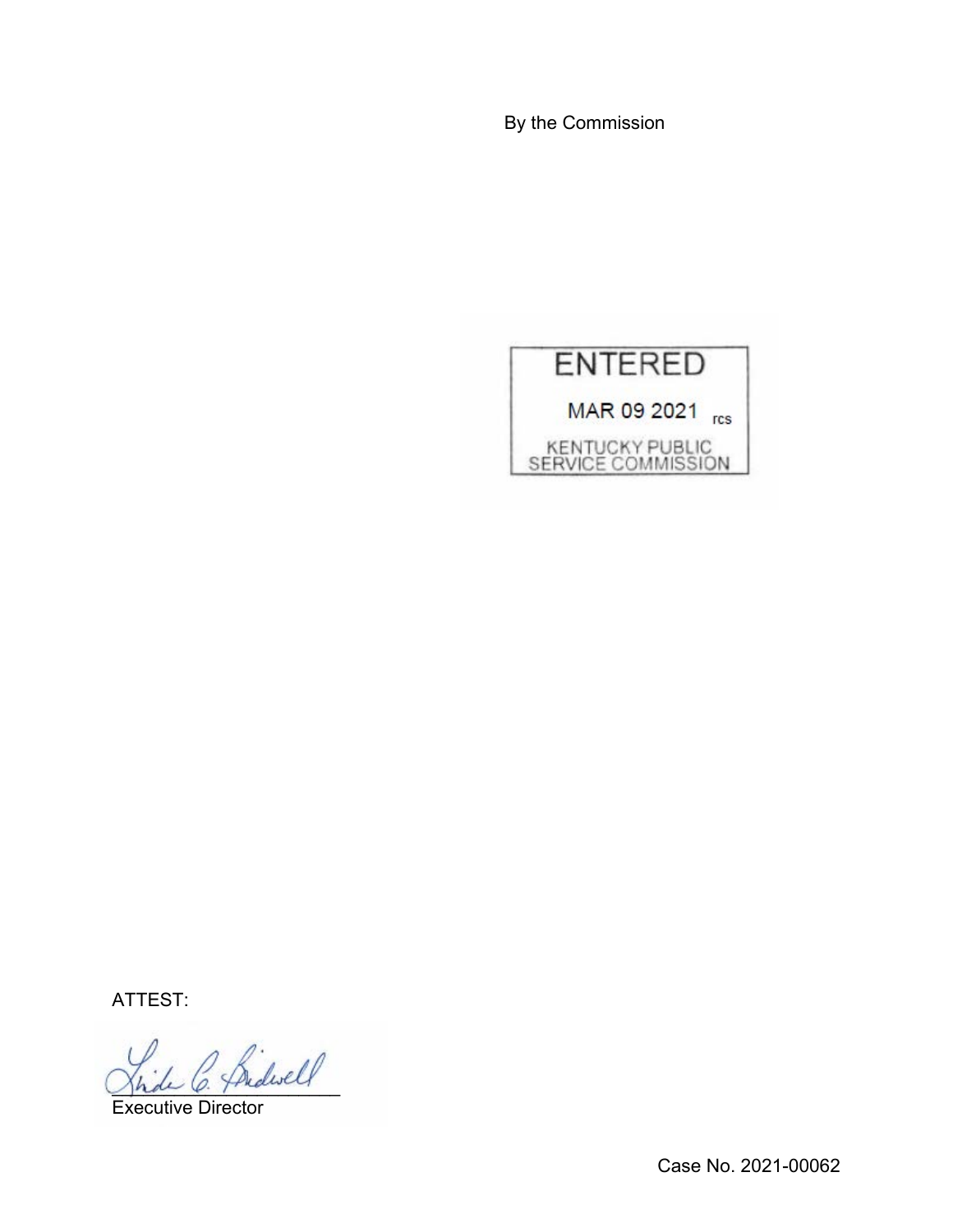By the Commission

ENTERED

MAR 09 2021 rcs

KENTUCKY PUBLIC SERVICE COMMISSION

ATTEST:

Executive Director

Case No. 2021-00062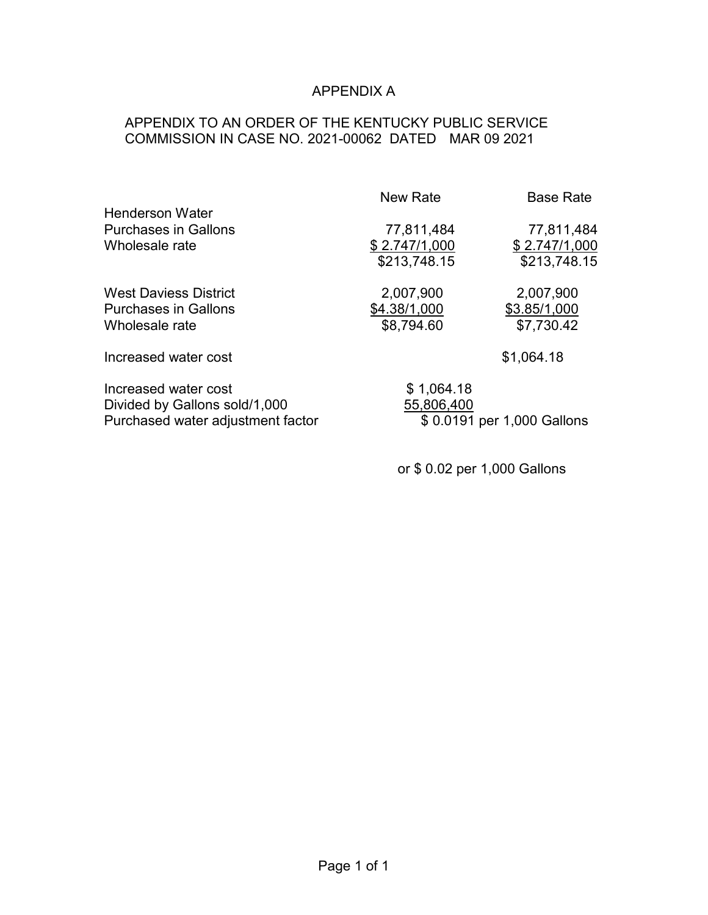# APPENDIX A

## APPENDIX TO AN ORDER OF THE KENTUCKY PUBLIC SERVICE COMMISSION IN CASE NO. 2021-00062 DATED MAR 09 2021

| | New Rate | Base Rate |
|---|---|---|
| Henderson Water | | |
| Purchases in Gallons | 77,811,484 | 77,811,484 |
| Wholesale rate | $ 2.747/1,000 | $ 2.747/1,000 |
| | $213,748.15 | $213,748.15 |
| | | |
| West Daviess District | 2,007,900 | 2,007,900 |
| Purchases in Gallons | $4.38/1,000 | $3.85/1,000 |
| Wholesale rate | $8,794.60 | $7,730.42 |
| | | |
| Increased water cost | | $1,064.18 |

| | |
|---|---|
| Increased water cost | $ 1,064.18 |
| Divided by Gallons sold/1,000 | 55,806,400 |
| Purchased water adjustment factor | $ 0.0191 per 1,000 Gallons |

or $ 0.02 per 1,000 Gallons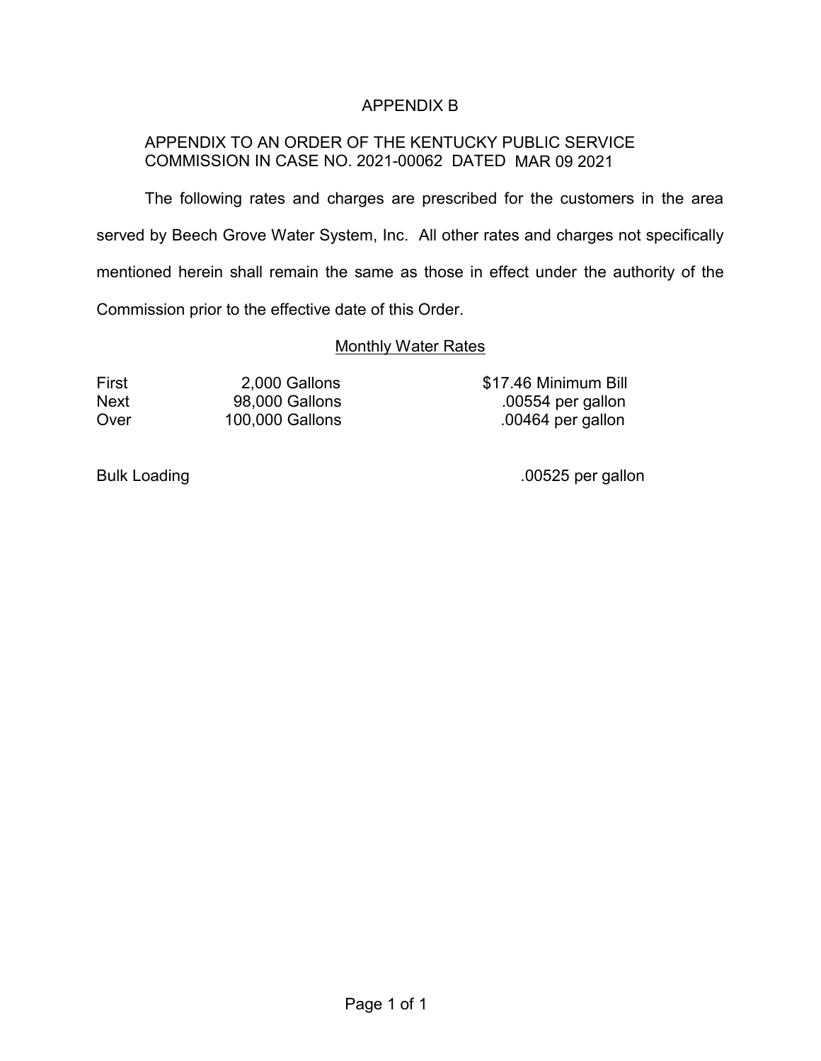# APPENDIX B

APPENDIX TO AN ORDER OF THE KENTUCKY PUBLIC SERVICE COMMISSION IN CASE NO. 2021-00062 DATED MAR 09 2021

The following rates and charges are prescribed for the customers in the area served by Beech Grove Water System, Inc. All other rates and charges not specifically mentioned herein shall remain the same as those in effect under the authority of the Commission prior to the effective date of this Order.

<u>Monthly Water Rates</u>

| | | |
|---|---|---|
| First | 2,000 Gallons | $17.46 Minimum Bill |
| Next | 98,000 Gallons | .00554 per gallon |
| Over | 100,000 Gallons | .00464 per gallon |

| | |
|---|---|
| Bulk Loading | .00525 per gallon |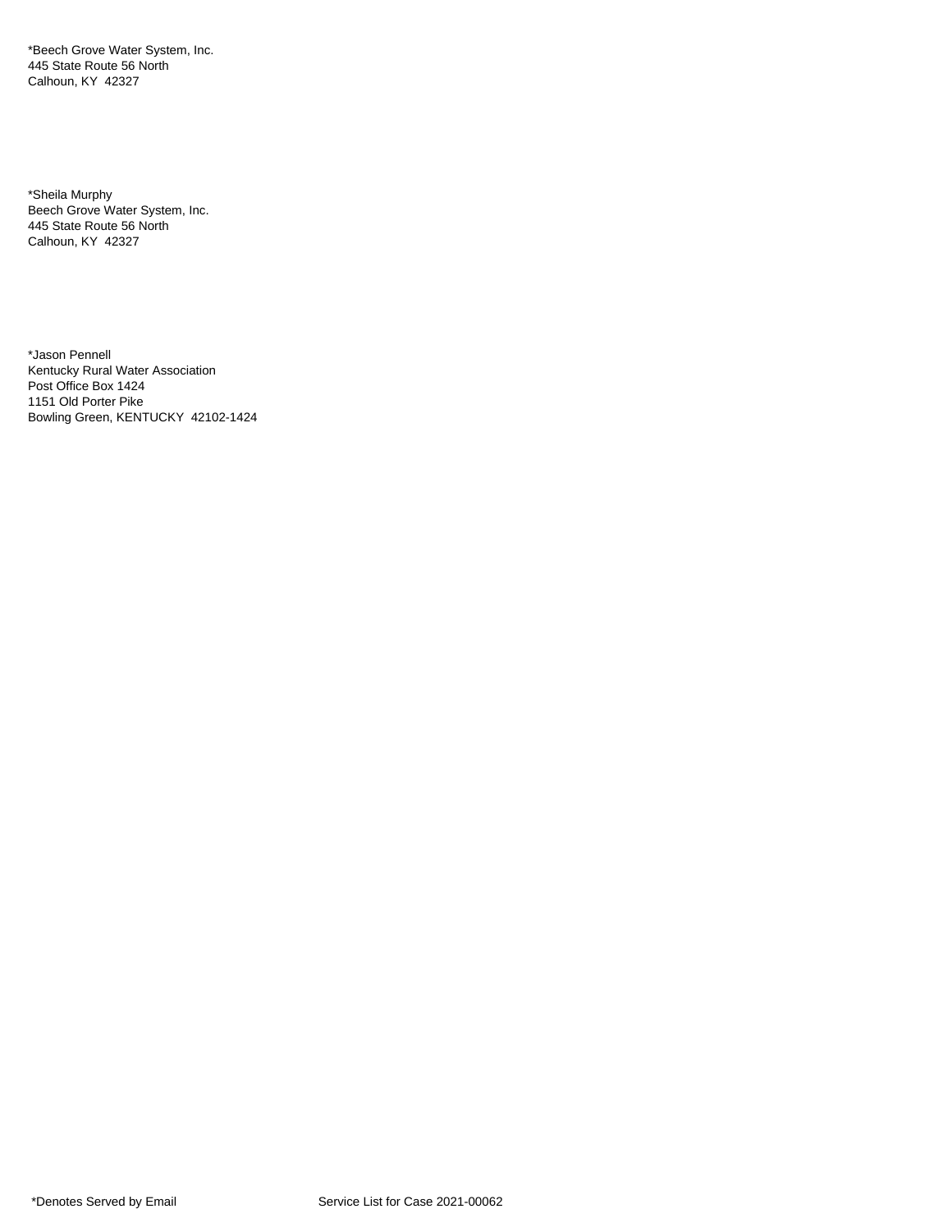*Beech Grove Water System, Inc.
445 State Route 56 North
Calhoun, KY  42327

*Sheila Murphy
Beech Grove Water System, Inc.
445 State Route 56 North
Calhoun, KY  42327

*Jason Pennell
Kentucky Rural Water Association
Post Office Box 1424
1151 Old Porter Pike
Bowling Green, KENTUCKY  42102-1424

*Denotes Served by Email

Service List for Case 2021-00062